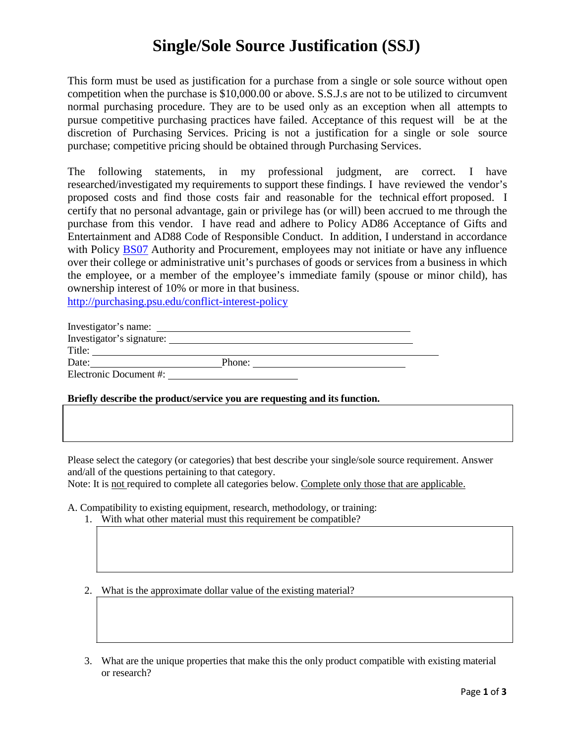# Single/Sole Source Justification (SSJ)

This form must be used as justification for a purchase from a single or sole source without open competition when the purchase is $10,000.00 or above. S.S.J.s are not to be utilized to circumvent normal purchasing procedure. They are to be used only as an exception when all attempts to pursue competitive purchasing practices have failed. Acceptance of this request will be at the discretion of Purchasing Services. Pricing is not a justification for a single or sole source purchase; competitive pricing should be obtained through Purchasing Services.

The following statements, in my professional judgment, are correct. I have researched/investigated my requirements to support these findings. I have reviewed the vendor's proposed costs and find those costs fair and reasonable for the technical effort proposed. I certify that no personal advantage, gain or privilege has (or will) been accrued to me through the purchase from this vendor. I have read and adhere to Policy AD86 Acceptance of Gifts and Entertainment and AD88 Code of Responsible Conduct. In addition, I understand in accordance with Policy BS07 Authority and Procurement, employees may not initiate or have any influence over their college or administrative unit's purchases of goods or services from a business in which the employee, or a member of the employee's immediate family (spouse or minor child), has ownership interest of 10% or more in that business.
http://purchasing.psu.edu/conflict-interest-policy

Investigator's name: ______________________________

Investigator's signature: ______________________________

Title: ______________________________

Date: ______________ Phone: ______________________

Electronic Document #: ______________

**Briefly describe the product/service you are requesting and its function.**

Please select the category (or categories) that best describe your single/sole source requirement. Answer and/all of the questions pertaining to that category.
Note: It is not required to complete all categories below. Complete only those that are applicable.

A. Compatibility to existing equipment, research, methodology, or training:

1. With what other material must this requirement be compatible?

2. What is the approximate dollar value of the existing material?

3. What are the unique properties that make this the only product compatible with existing material or research?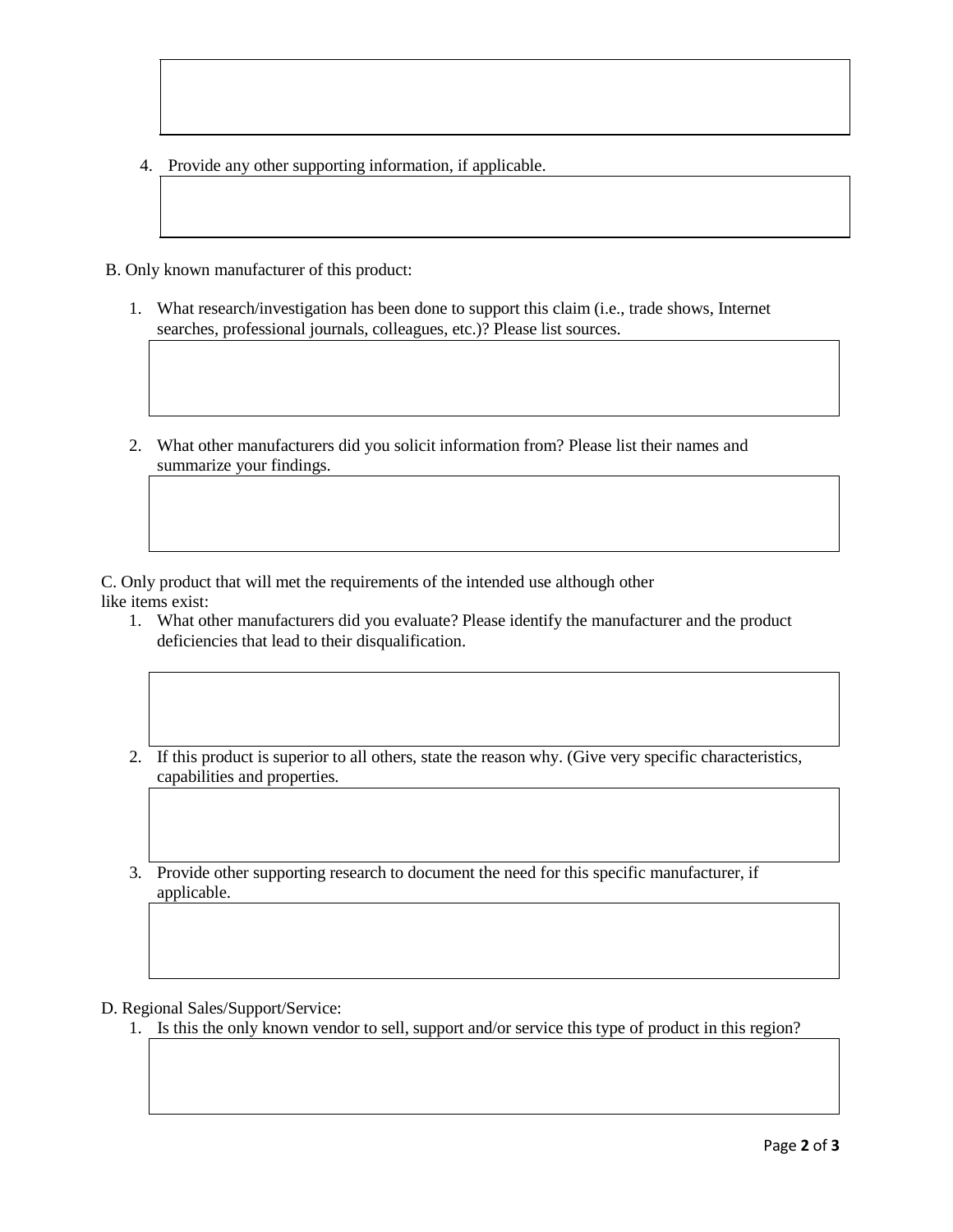4. Provide any other supporting information, if applicable.

B. Only known manufacturer of this product:

1. What research/investigation has been done to support this claim (i.e., trade shows, Internet searches, professional journals, colleagues, etc.)? Please list sources.

2. What other manufacturers did you solicit information from? Please list their names and summarize your findings.

C. Only product that will met the requirements of the intended use although other like items exist:

1. What other manufacturers did you evaluate? Please identify the manufacturer and the product deficiencies that lead to their disqualification.

2. If this product is superior to all others, state the reason why. (Give very specific characteristics, capabilities and properties.

3. Provide other supporting research to document the need for this specific manufacturer, if applicable.

D. Regional Sales/Support/Service:

1. Is this the only known vendor to sell, support and/or service this type of product in this region?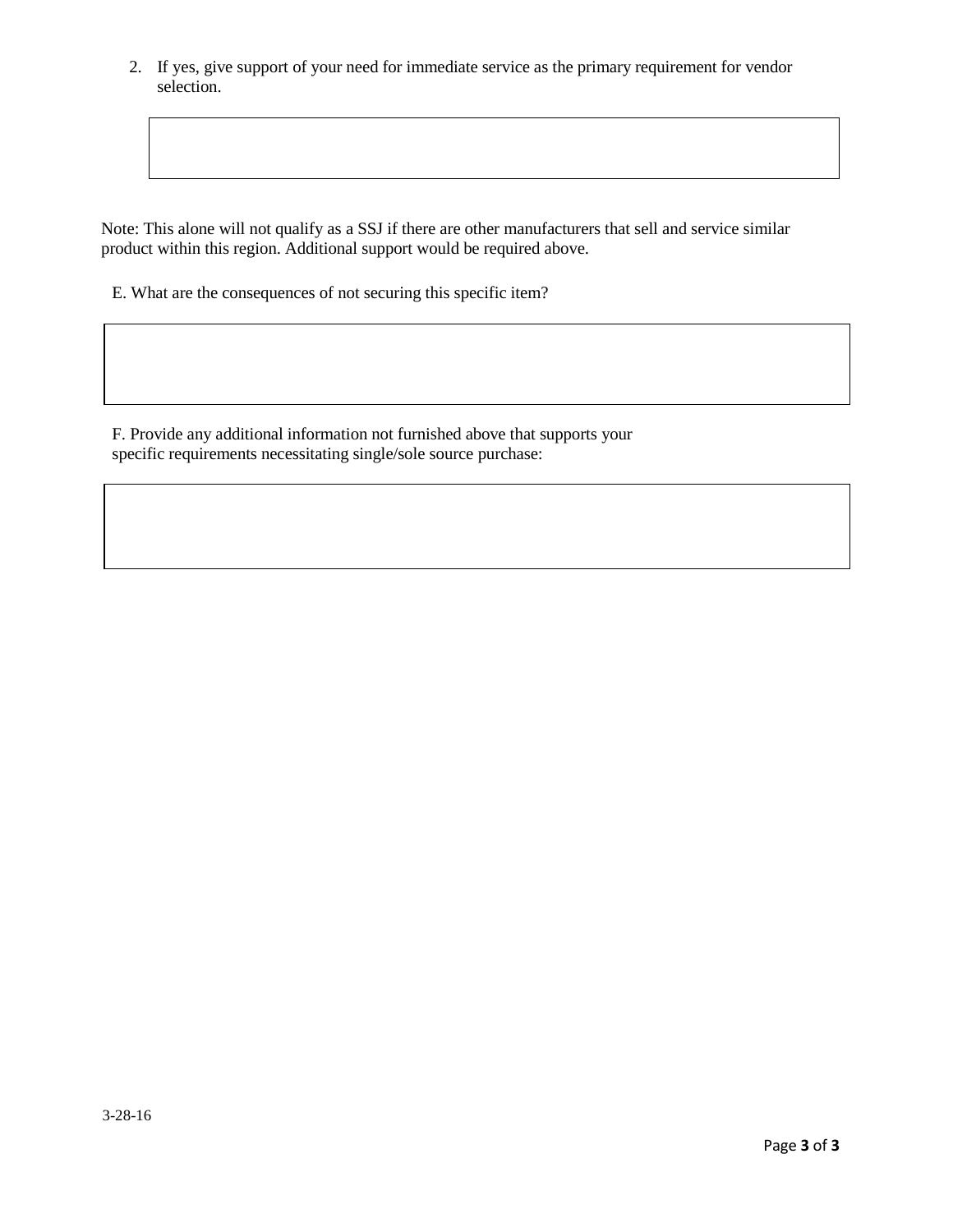2. If yes, give support of your need for immediate service as the primary requirement for vendor selection.

Note: This alone will not qualify as a SSJ if there are other manufacturers that sell and service similar product within this region. Additional support would be required above.

E. What are the consequences of not securing this specific item?

F. Provide any additional information not furnished above that supports your specific requirements necessitating single/sole source purchase:

3-28-16